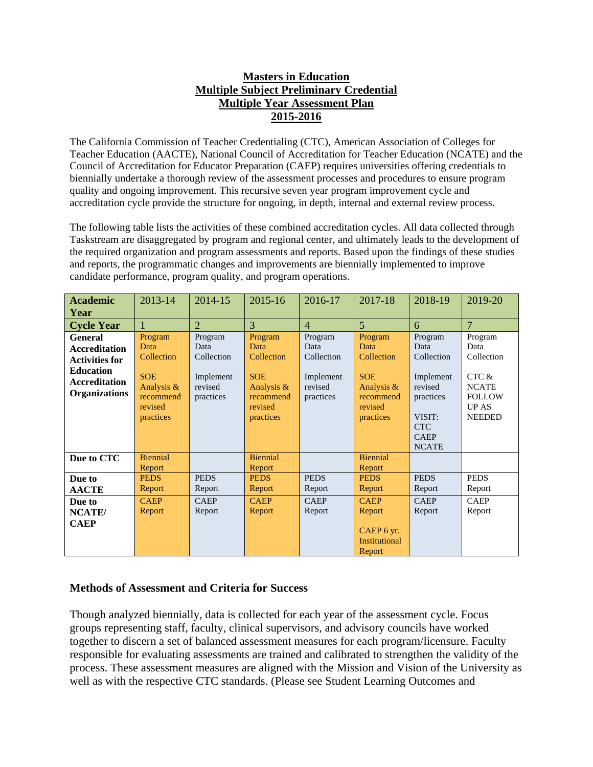# Masters in Education
# Multiple Subject Preliminary Credential
# Multiple Year Assessment Plan
# 2015-2016

The California Commission of Teacher Credentialing (CTC), American Association of Colleges for Teacher Education (AACTE), National Council of Accreditation for Teacher Education (NCATE) and the Council of Accreditation for Educator Preparation (CAEP) requires universities offering credentials to biennially undertake a thorough review of the assessment processes and procedures to ensure program quality and ongoing improvement. This recursive seven year program improvement cycle and accreditation cycle provide the structure for ongoing, in depth, internal and external review process.

The following table lists the activities of these combined accreditation cycles. All data collected through Taskstream are disaggregated by program and regional center, and ultimately leads to the development of the required organization and program assessments and reports. Based upon the findings of these studies and reports, the programmatic changes and improvements are biennially implemented to improve candidate performance, program quality, and program operations.

| **Academic Year** | 2013-14 | 2014-15 | 2015-16 | 2016-17 | 2017-18 | 2018-19 | 2019-20 |
|---|---|---|---|---|---|---|---|
| **Cycle Year** | 1 | 2 | 3 | 4 | 5 | 6 | 7 |
| **General Accreditation Activities for Education Accreditation Organizations** | Program Data Collection<br><br>SOE Analysis & recommend revised practices | Program Data Collection<br><br>Implement revised practices | Program Data Collection<br><br>SOE Analysis & recommend revised practices | Program Data Collection<br><br>Implement revised practices | Program Data Collection<br><br>SOE Analysis & recommend revised practices | Program Data Collection<br><br>Implement revised practices<br><br>VISIT: CTC CAEP NCATE | Program Data Collection<br><br>CTC & NCATE FOLLOW UP AS NEEDED |
| **Due to CTC** | Biennial Report | | Biennial Report | | Biennial Report | | |
| **Due to AACTE** | PEDS Report | PEDS Report | PEDS Report | PEDS Report | PEDS Report | PEDS Report | PEDS Report |
| **Due to NCATE/ CAEP** | CAEP Report | CAEP Report | CAEP Report | CAEP Report | CAEP Report<br><br>CAEP 6 yr. Institutional Report | CAEP Report | CAEP Report |

## Methods of Assessment and Criteria for Success

Though analyzed biennially, data is collected for each year of the assessment cycle. Focus groups representing staff, faculty, clinical supervisors, and advisory councils have worked together to discern a set of balanced assessment measures for each program/licensure. Faculty responsible for evaluating assessments are trained and calibrated to strengthen the validity of the process. These assessment measures are aligned with the Mission and Vision of the University as well as with the respective CTC standards. (Please see Student Learning Outcomes and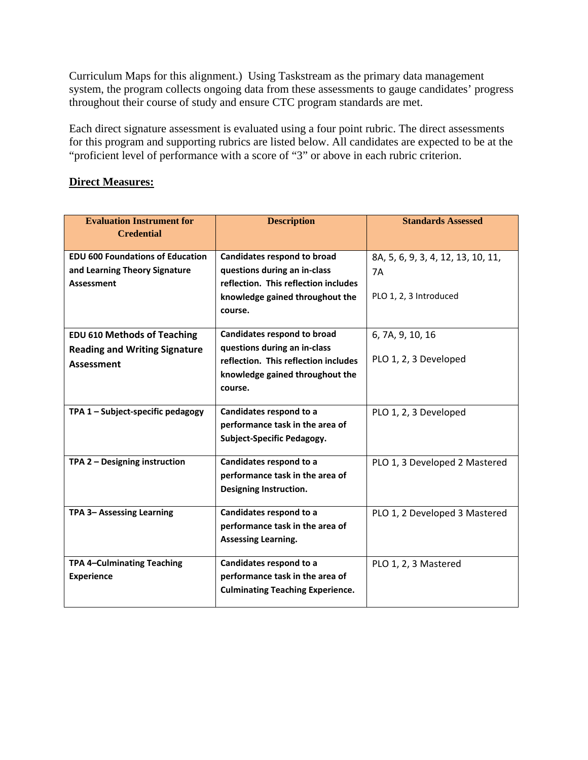Curriculum Maps for this alignment.) Using Taskstream as the primary data management system, the program collects ongoing data from these assessments to gauge candidates' progress throughout their course of study and ensure CTC program standards are met.

Each direct signature assessment is evaluated using a four point rubric. The direct assessments for this program and supporting rubrics are listed below. All candidates are expected to be at the "proficient level of performance with a score of "3" or above in each rubric criterion.

**Direct Measures:**

| Evaluation Instrument for Credential | Description | Standards Assessed |
|---|---|---|
| **EDU 600 Foundations of Education and Learning Theory Signature Assessment** | **Candidates respond to broad questions during an in-class reflection. This reflection includes knowledge gained throughout the course.** | 8A, 5, 6, 9, 3, 4, 12, 13, 10, 11, 7A<br><br>PLO 1, 2, 3 Introduced |
| **EDU 610 Methods of Teaching Reading and Writing Signature Assessment** | **Candidates respond to broad questions during an in-class reflection. This reflection includes knowledge gained throughout the course.** | 6, 7A, 9, 10, 16<br><br>PLO 1, 2, 3 Developed |
| **TPA 1 – Subject-specific pedagogy** | **Candidates respond to a performance task in the area of Subject-Specific Pedagogy.** | PLO 1, 2, 3 Developed |
| **TPA 2 – Designing instruction** | **Candidates respond to a performance task in the area of Designing Instruction.** | PLO 1, 3 Developed 2 Mastered |
| **TPA 3– Assessing Learning** | **Candidates respond to a performance task in the area of Assessing Learning.** | PLO 1, 2 Developed 3 Mastered |
| **TPA 4–Culminating Teaching Experience** | **Candidates respond to a performance task in the area of Culminating Teaching Experience.** | PLO 1, 2, 3 Mastered |